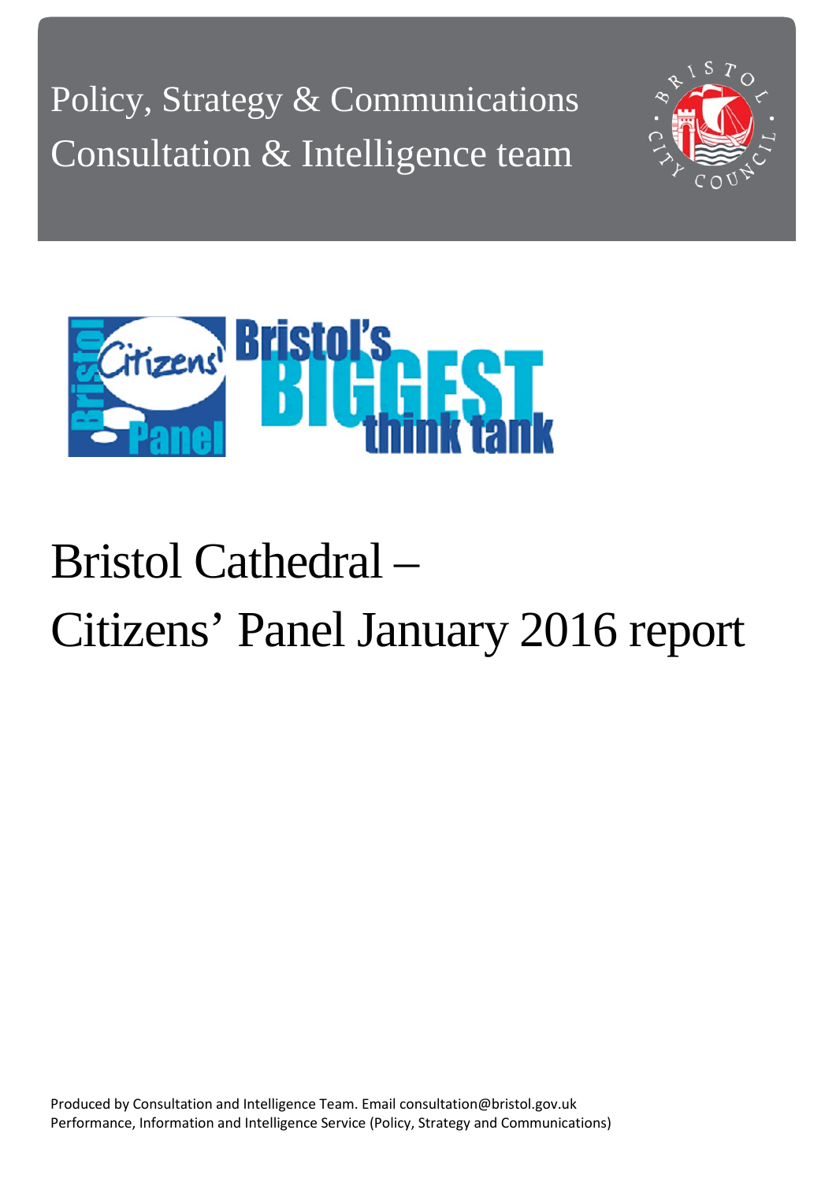Policy, Strategy & Communications
Consultation & Intelligence team

# Bristol Cathedral – Citizens' Panel January 2016 report

Produced by Consultation and Intelligence Team. Email consultation@bristol.gov.uk
Performance, Information and Intelligence Service (Policy, Strategy and Communications)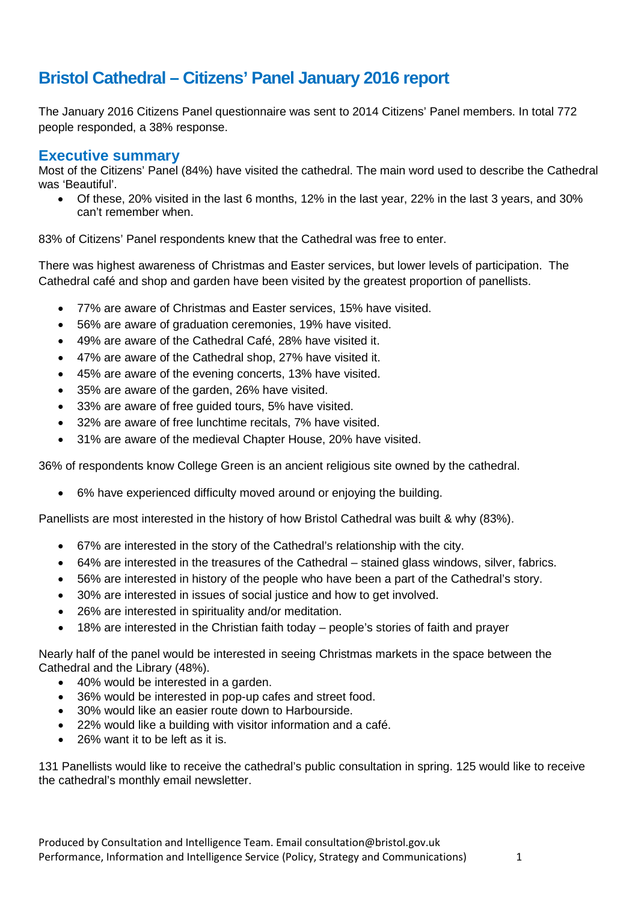# Bristol Cathedral – Citizens' Panel January 2016 report

The January 2016 Citizens Panel questionnaire was sent to 2014 Citizens' Panel members. In total 772 people responded, a 38% response.

## Executive summary

Most of the Citizens' Panel (84%) have visited the cathedral. The main word used to describe the Cathedral was 'Beautiful'.

- Of these, 20% visited in the last 6 months, 12% in the last year, 22% in the last 3 years, and 30% can't remember when.

83% of Citizens' Panel respondents knew that the Cathedral was free to enter.

There was highest awareness of Christmas and Easter services, but lower levels of participation. The Cathedral café and shop and garden have been visited by the greatest proportion of panellists.

- 77% are aware of Christmas and Easter services, 15% have visited.
- 56% are aware of graduation ceremonies, 19% have visited.
- 49% are aware of the Cathedral Café, 28% have visited it.
- 47% are aware of the Cathedral shop, 27% have visited it.
- 45% are aware of the evening concerts, 13% have visited.
- 35% are aware of the garden, 26% have visited.
- 33% are aware of free guided tours, 5% have visited.
- 32% are aware of free lunchtime recitals, 7% have visited.
- 31% are aware of the medieval Chapter House, 20% have visited.

36% of respondents know College Green is an ancient religious site owned by the cathedral.

- 6% have experienced difficulty moved around or enjoying the building.

Panellists are most interested in the history of how Bristol Cathedral was built & why (83%).

- 67% are interested in the story of the Cathedral's relationship with the city.
- 64% are interested in the treasures of the Cathedral – stained glass windows, silver, fabrics.
- 56% are interested in history of the people who have been a part of the Cathedral's story.
- 30% are interested in issues of social justice and how to get involved.
- 26% are interested in spirituality and/or meditation.
- 18% are interested in the Christian faith today – people's stories of faith and prayer

Nearly half of the panel would be interested in seeing Christmas markets in the space between the Cathedral and the Library (48%).

- 40% would be interested in a garden.
- 36% would be interested in pop-up cafes and street food.
- 30% would like an easier route down to Harbourside.
- 22% would like a building with visitor information and a café.
- 26% want it to be left as it is.

131 Panellists would like to receive the cathedral's public consultation in spring. 125 would like to receive the cathedral's monthly email newsletter.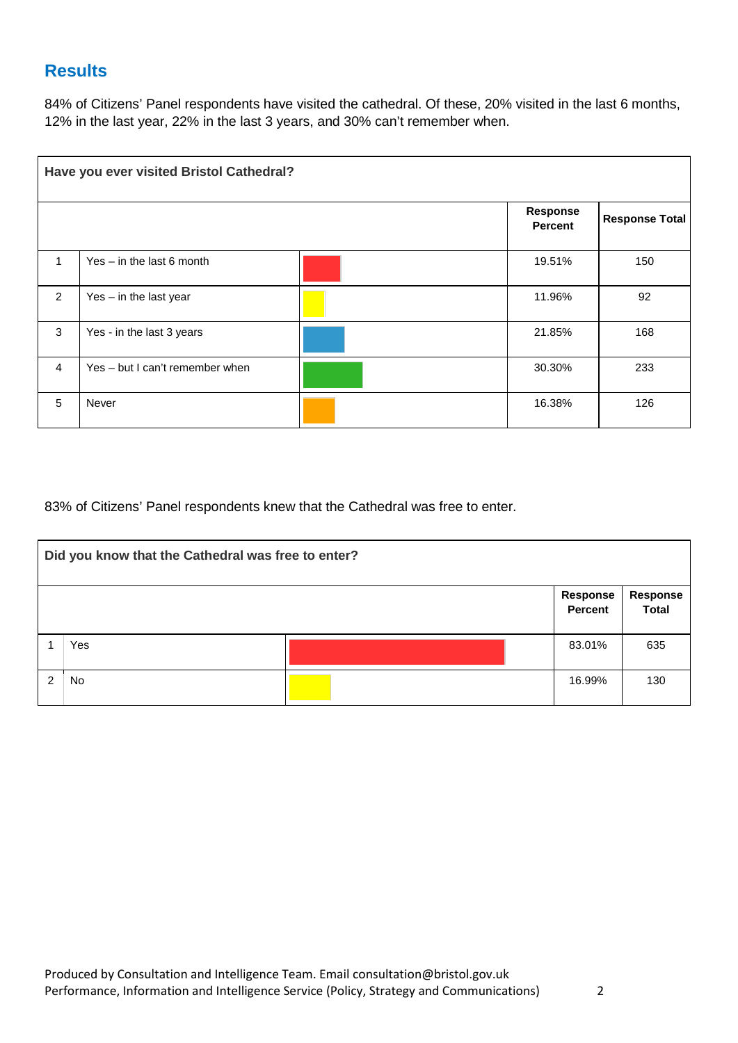## Results

84% of Citizens' Panel respondents have visited the cathedral. Of these, 20% visited in the last 6 months, 12% in the last year, 22% in the last 3 years, and 30% can't remember when.

**Have you ever visited Bristol Cathedral?**

| | | Response Percent | Response Total |
|---|---|---|---|
| 1 | Yes – in the last 6 month | 19.51% | 150 |
| 2 | Yes – in the last year | 11.96% | 92 |
| 3 | Yes - in the last 3 years | 21.85% | 168 |
| 4 | Yes – but I can't remember when | 30.30% | 233 |
| 5 | Never | 16.38% | 126 |

83% of Citizens' Panel respondents knew that the Cathedral was free to enter.

**Did you know that the Cathedral was free to enter?**

| | | Response Percent | Response Total |
|---|---|---|---|
| 1 | Yes | 83.01% | 635 |
| 2 | No | 16.99% | 130 |

Produced by Consultation and Intelligence Team. Email consultation@bristol.gov.uk
Performance, Information and Intelligence Service (Policy, Strategy and Communications)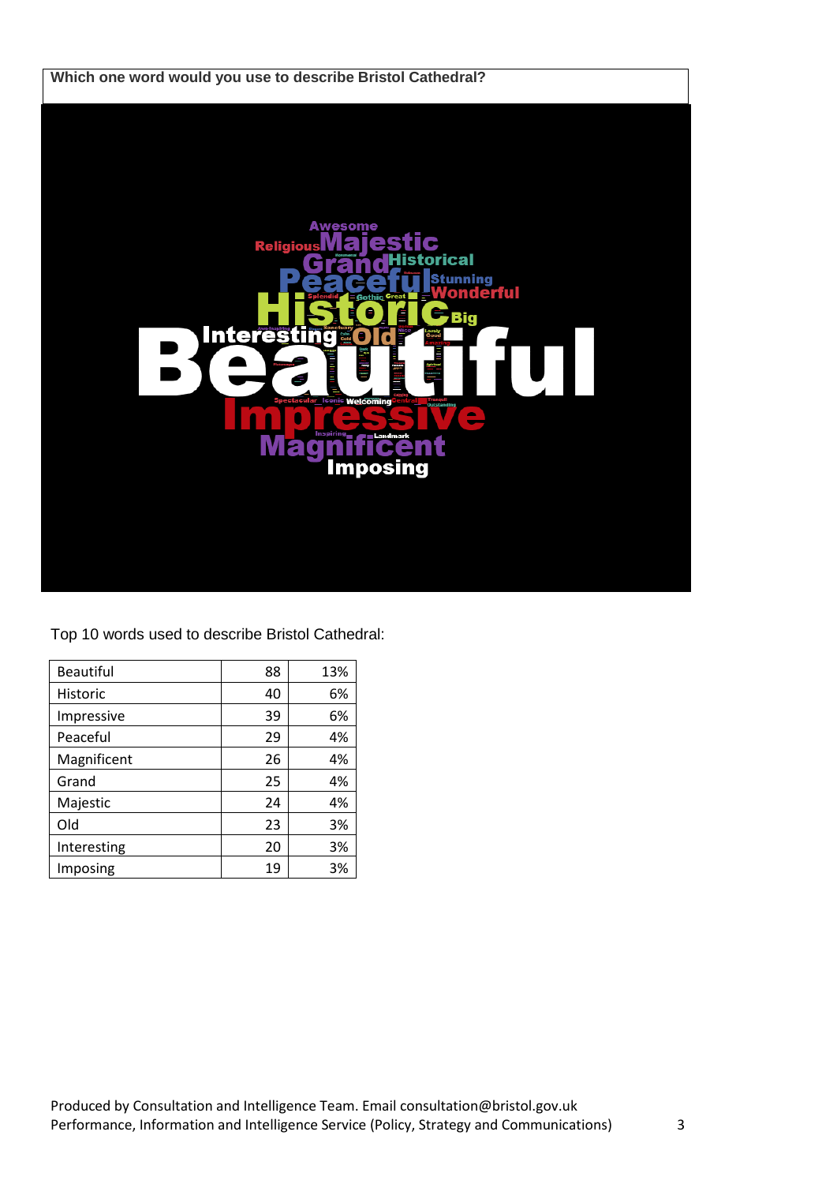**Which one word would you use to describe Bristol Cathedral?**

Top 10 words used to describe Bristol Cathedral:

| Beautiful | 88 | 13% |
|---|---|---|
| Historic | 40 | 6% |
| Impressive | 39 | 6% |
| Peaceful | 29 | 4% |
| Magnificent | 26 | 4% |
| Grand | 25 | 4% |
| Majestic | 24 | 4% |
| Old | 23 | 3% |
| Interesting | 20 | 3% |
| Imposing | 19 | 3% |

Produced by Consultation and Intelligence Team. Email consultation@bristol.gov.uk
Performance, Information and Intelligence Service (Policy, Strategy and Communications)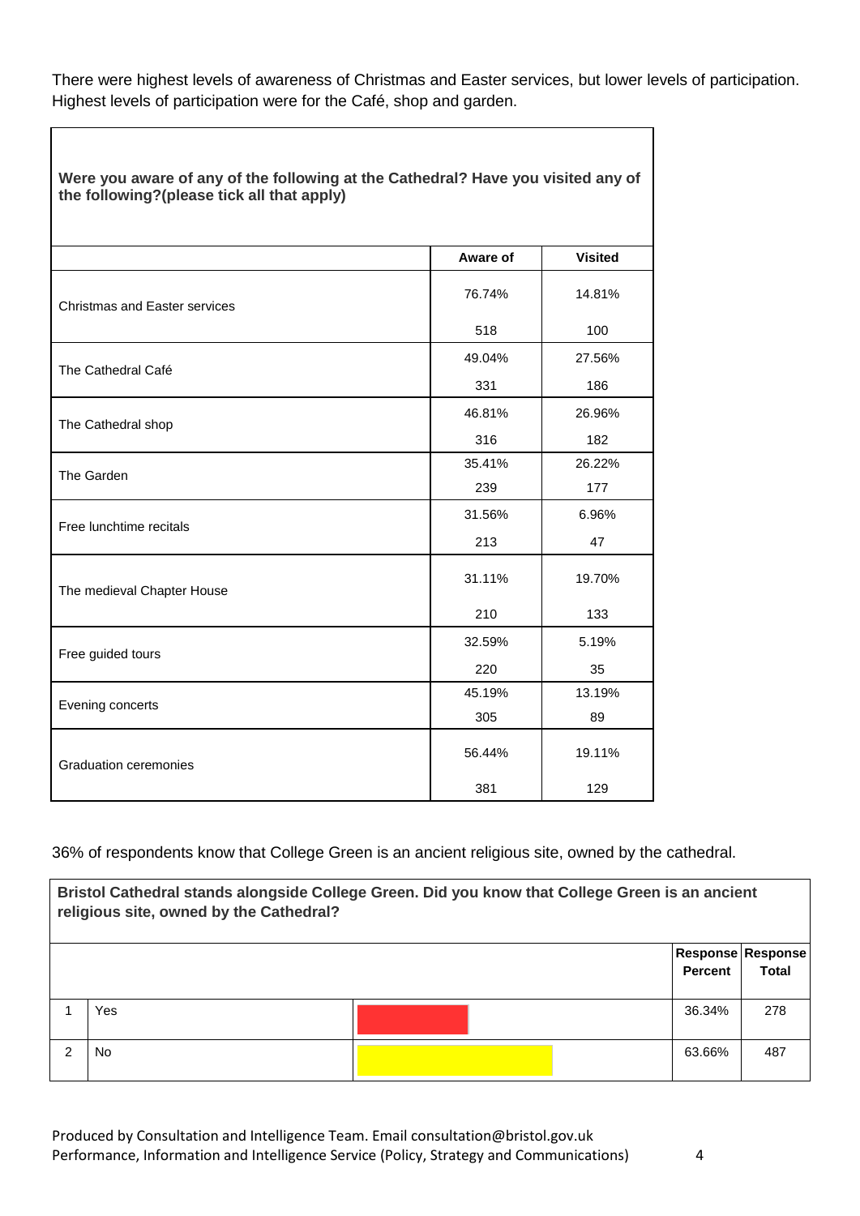There were highest levels of awareness of Christmas and Easter services, but lower levels of participation. Highest levels of participation were for the Café, shop and garden.

**Were you aware of any of the following at the Cathedral? Have you visited any of the following?(please tick all that apply)**

| | Aware of | Visited |
|---|---|---|
| Christmas and Easter services | 76.74%<br>518 | 14.81%<br>100 |
| The Cathedral Café | 49.04%<br>331 | 27.56%<br>186 |
| The Cathedral shop | 46.81%<br>316 | 26.96%<br>182 |
| The Garden | 35.41%<br>239 | 26.22%<br>177 |
| Free lunchtime recitals | 31.56%<br>213 | 6.96%<br>47 |
| The medieval Chapter House | 31.11%<br>210 | 19.70%<br>133 |
| Free guided tours | 32.59%<br>220 | 5.19%<br>35 |
| Evening concerts | 45.19%<br>305 | 13.19%<br>89 |
| Graduation ceremonies | 56.44%<br>381 | 19.11%<br>129 |

36% of respondents know that College Green is an ancient religious site, owned by the cathedral.

**Bristol Cathedral stands alongside College Green. Did you know that College Green is an ancient religious site, owned by the Cathedral?**

| | | Response Percent | Response Total |
|---|---|---|---|
| 1 | Yes | 36.34% | 278 |
| 2 | No | 63.66% | 487 |

Produced by Consultation and Intelligence Team. Email consultation@bristol.gov.uk
Performance, Information and Intelligence Service (Policy, Strategy and Communications)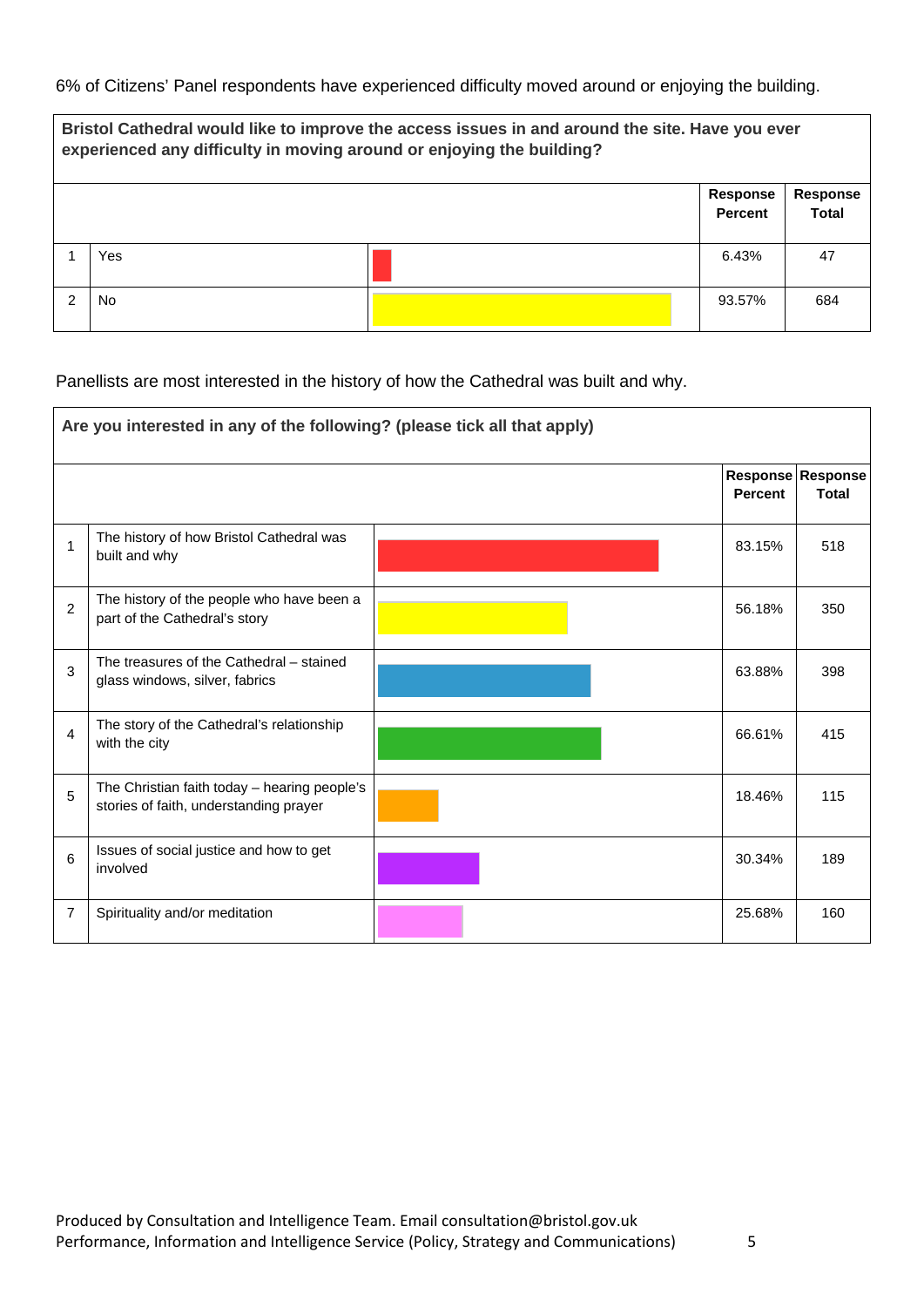6% of Citizens' Panel respondents have experienced difficulty moved around or enjoying the building.

| | Bristol Cathedral would like to improve the access issues in and around the site. Have you ever experienced any difficulty in moving around or enjoying the building? | Response Percent | Response Total |
|---|---|---|---|
| 1 | Yes | 6.43% | 47 |
| 2 | No | 93.57% | 684 |

Panellists are most interested in the history of how the Cathedral was built and why.

| | Are you interested in any of the following? (please tick all that apply) | Response Percent | Response Total |
|---|---|---|---|
| 1 | The history of how Bristol Cathedral was built and why | 83.15% | 518 |
| 2 | The history of the people who have been a part of the Cathedral's story | 56.18% | 350 |
| 3 | The treasures of the Cathedral – stained glass windows, silver, fabrics | 63.88% | 398 |
| 4 | The story of the Cathedral's relationship with the city | 66.61% | 415 |
| 5 | The Christian faith today – hearing people's stories of faith, understanding prayer | 18.46% | 115 |
| 6 | Issues of social justice and how to get involved | 30.34% | 189 |
| 7 | Spirituality and/or meditation | 25.68% | 160 |

Produced by Consultation and Intelligence Team. Email consultation@bristol.gov.uk
Performance, Information and Intelligence Service (Policy, Strategy and Communications)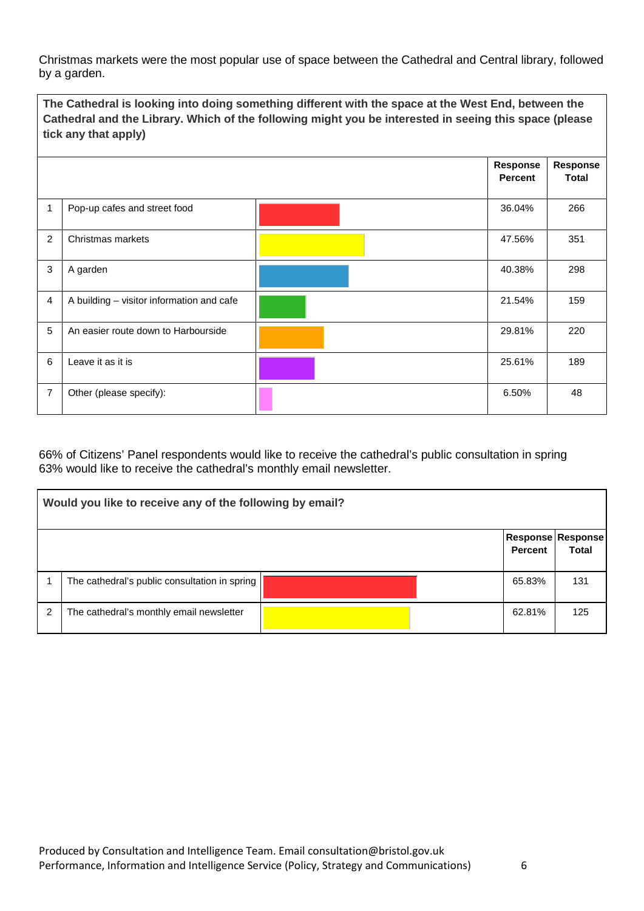Christmas markets were the most popular use of space between the Cathedral and Central library, followed by a garden.

**The Cathedral is looking into doing something different with the space at the West End, between the Cathedral and the Library. Which of the following might you be interested in seeing this space (please tick any that apply)**

| | | Response Percent | Response Total |
|---|---|---|---|
| 1 | Pop-up cafes and street food | 36.04% | 266 |
| 2 | Christmas markets | 47.56% | 351 |
| 3 | A garden | 40.38% | 298 |
| 4 | A building – visitor information and cafe | 21.54% | 159 |
| 5 | An easier route down to Harbourside | 29.81% | 220 |
| 6 | Leave it as it is | 25.61% | 189 |
| 7 | Other (please specify): | 6.50% | 48 |

66% of Citizens' Panel respondents would like to receive the cathedral's public consultation in spring
63% would like to receive the cathedral's monthly email newsletter.

**Would you like to receive any of the following by email?**

| | | Response Percent | Response Total |
|---|---|---|---|
| 1 | The cathedral's public consultation in spring | 65.83% | 131 |
| 2 | The cathedral's monthly email newsletter | 62.81% | 125 |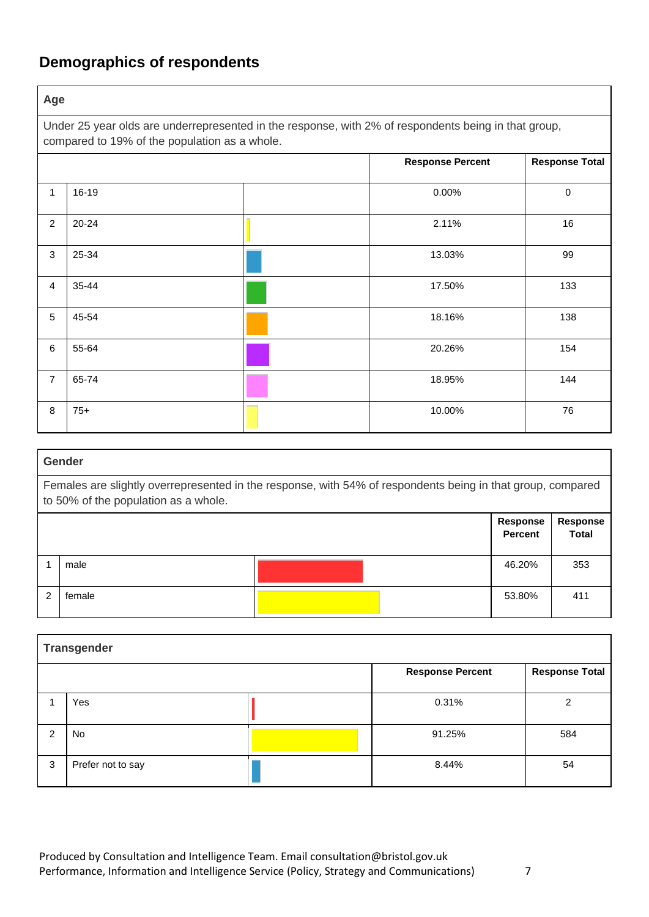## Demographics of respondents

### Age

Under 25 year olds are underrepresented in the response, with 2% of respondents being in that group, compared to 19% of the population as a whole.

| | | Response Percent | Response Total |
|---|---|---|---|
| 1 | 16-19 | 0.00% | 0 |
| 2 | 20-24 | 2.11% | 16 |
| 3 | 25-34 | 13.03% | 99 |
| 4 | 35-44 | 17.50% | 133 |
| 5 | 45-54 | 18.16% | 138 |
| 6 | 55-64 | 20.26% | 154 |
| 7 | 65-74 | 18.95% | 144 |
| 8 | 75+ | 10.00% | 76 |

### Gender

Females are slightly overrepresented in the response, with 54% of respondents being in that group, compared to 50% of the population as a whole.

| | | Response Percent | Response Total |
|---|---|---|---|
| 1 | male | 46.20% | 353 |
| 2 | female | 53.80% | 411 |

### Transgender

| | | Response Percent | Response Total |
|---|---|---|---|
| 1 | Yes | 0.31% | 2 |
| 2 | No | 91.25% | 584 |
| 3 | Prefer not to say | 8.44% | 54 |

Produced by Consultation and Intelligence Team. Email consultation@bristol.gov.uk
Performance, Information and Intelligence Service (Policy, Strategy and Communications)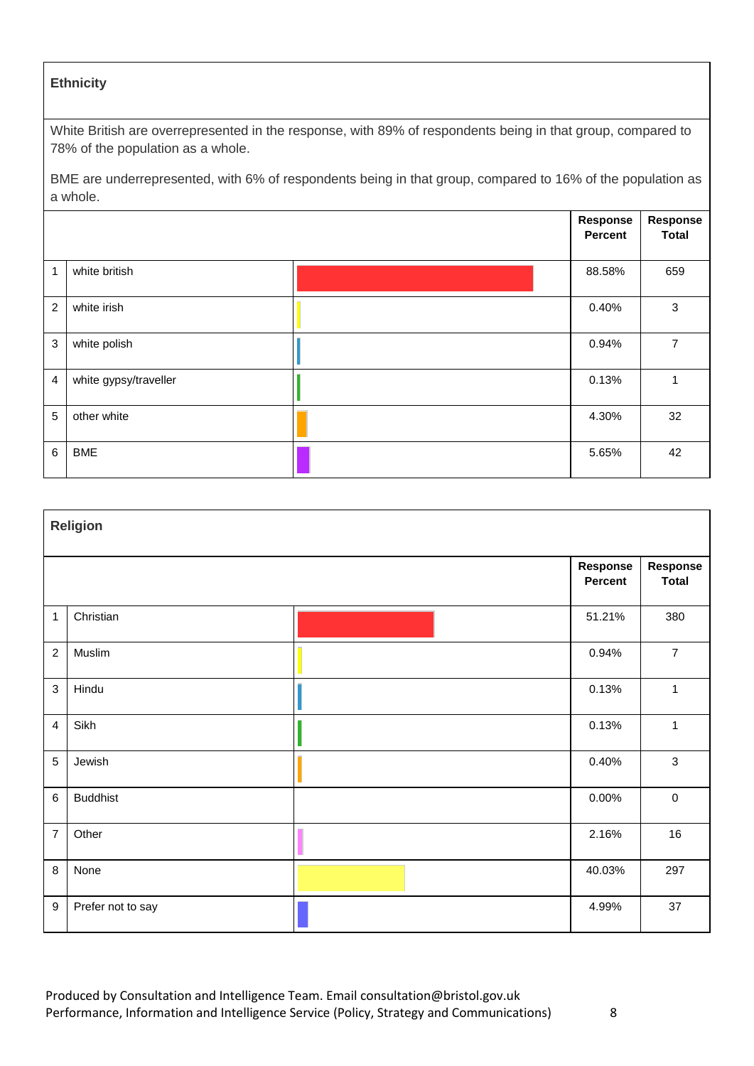## Ethnicity

White British are overrepresented in the response, with 89% of respondents being in that group, compared to 78% of the population as a whole.

BME are underrepresented, with 6% of respondents being in that group, compared to 16% of the population as a whole.

| | | Response Percent | Response Total |
|---|---|---|---|
| 1 | white british | 88.58% | 659 |
| 2 | white irish | 0.40% | 3 |
| 3 | white polish | 0.94% | 7 |
| 4 | white gypsy/traveller | 0.13% | 1 |
| 5 | other white | 4.30% | 32 |
| 6 | BME | 5.65% | 42 |

## Religion

| | | Response Percent | Response Total |
|---|---|---|---|
| 1 | Christian | 51.21% | 380 |
| 2 | Muslim | 0.94% | 7 |
| 3 | Hindu | 0.13% | 1 |
| 4 | Sikh | 0.13% | 1 |
| 5 | Jewish | 0.40% | 3 |
| 6 | Buddhist | 0.00% | 0 |
| 7 | Other | 2.16% | 16 |
| 8 | None | 40.03% | 297 |
| 9 | Prefer not to say | 4.99% | 37 |

Produced by Consultation and Intelligence Team. Email consultation@bristol.gov.uk
Performance, Information and Intelligence Service (Policy, Strategy and Communications)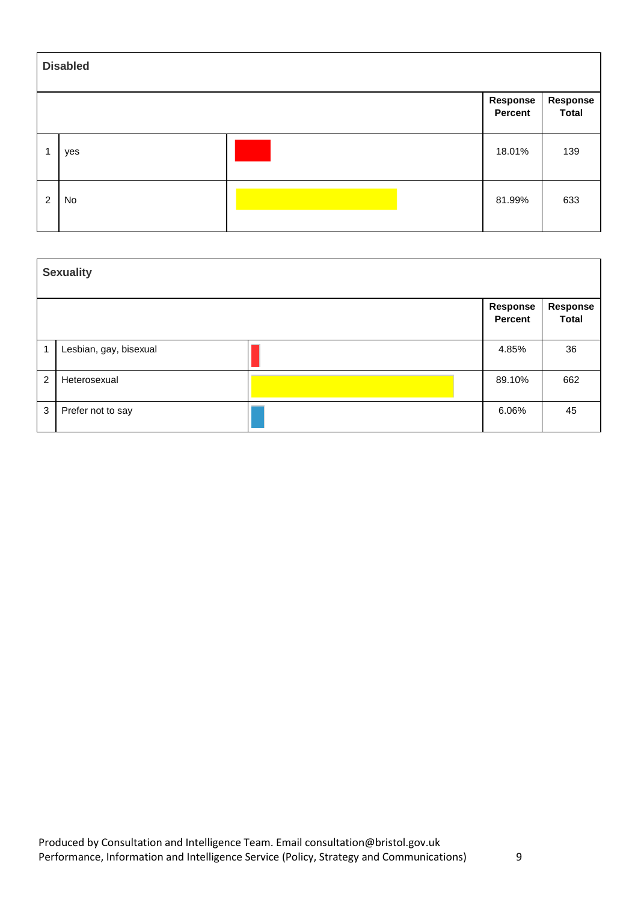## Disabled

| | | | Response Percent | Response Total |
|---|---|---|---|---|
| 1 | yes | | 18.01% | 139 |
| 2 | No | | 81.99% | 633 |

## Sexuality

| | | | Response Percent | Response Total |
|---|---|---|---|---|
| 1 | Lesbian, gay, bisexual | | 4.85% | 36 |
| 2 | Heterosexual | | 89.10% | 662 |
| 3 | Prefer not to say | | 6.06% | 45 |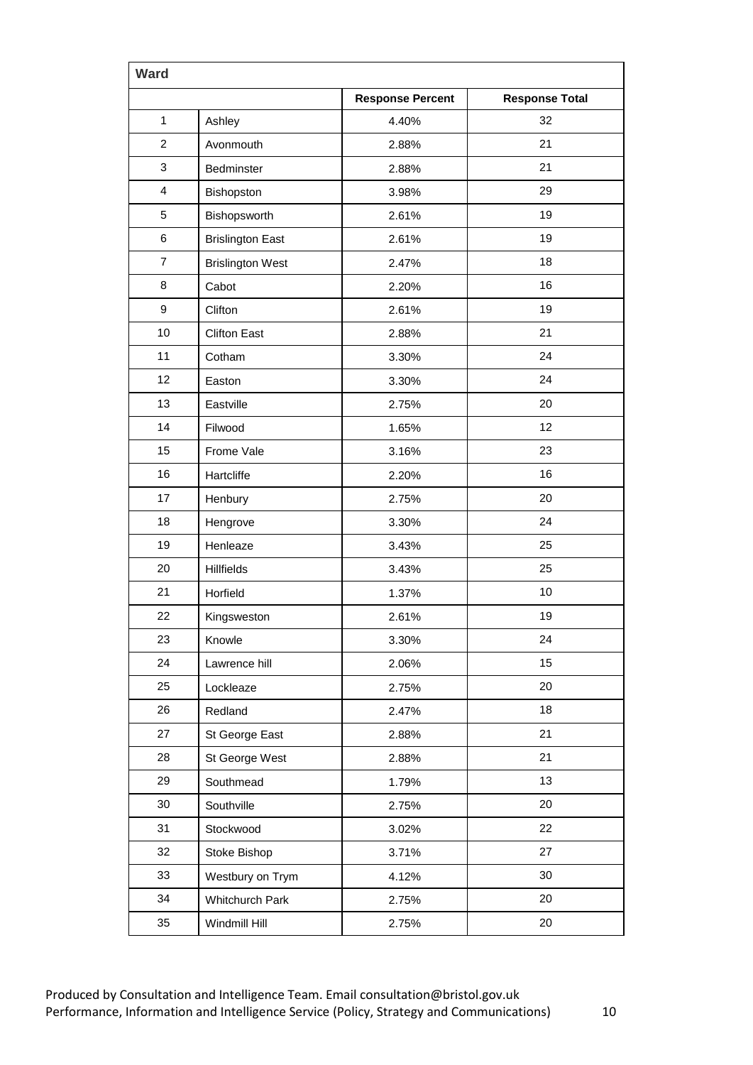| Ward | | | |
|---|---|---|---|
| | | **Response Percent** | **Response Total** |
| 1 | Ashley | 4.40% | 32 |
| 2 | Avonmouth | 2.88% | 21 |
| 3 | Bedminster | 2.88% | 21 |
| 4 | Bishopston | 3.98% | 29 |
| 5 | Bishopsworth | 2.61% | 19 |
| 6 | Brislington East | 2.61% | 19 |
| 7 | Brislington West | 2.47% | 18 |
| 8 | Cabot | 2.20% | 16 |
| 9 | Clifton | 2.61% | 19 |
| 10 | Clifton East | 2.88% | 21 |
| 11 | Cotham | 3.30% | 24 |
| 12 | Easton | 3.30% | 24 |
| 13 | Eastville | 2.75% | 20 |
| 14 | Filwood | 1.65% | 12 |
| 15 | Frome Vale | 3.16% | 23 |
| 16 | Hartcliffe | 2.20% | 16 |
| 17 | Henbury | 2.75% | 20 |
| 18 | Hengrove | 3.30% | 24 |
| 19 | Henleaze | 3.43% | 25 |
| 20 | Hillfields | 3.43% | 25 |
| 21 | Horfield | 1.37% | 10 |
| 22 | Kingsweston | 2.61% | 19 |
| 23 | Knowle | 3.30% | 24 |
| 24 | Lawrence hill | 2.06% | 15 |
| 25 | Lockleaze | 2.75% | 20 |
| 26 | Redland | 2.47% | 18 |
| 27 | St George East | 2.88% | 21 |
| 28 | St George West | 2.88% | 21 |
| 29 | Southmead | 1.79% | 13 |
| 30 | Southville | 2.75% | 20 |
| 31 | Stockwood | 3.02% | 22 |
| 32 | Stoke Bishop | 3.71% | 27 |
| 33 | Westbury on Trym | 4.12% | 30 |
| 34 | Whitchurch Park | 2.75% | 20 |
| 35 | Windmill Hill | 2.75% | 20 |

Produced by Consultation and Intelligence Team. Email consultation@bristol.gov.uk
Performance, Information and Intelligence Service (Policy, Strategy and Communications)